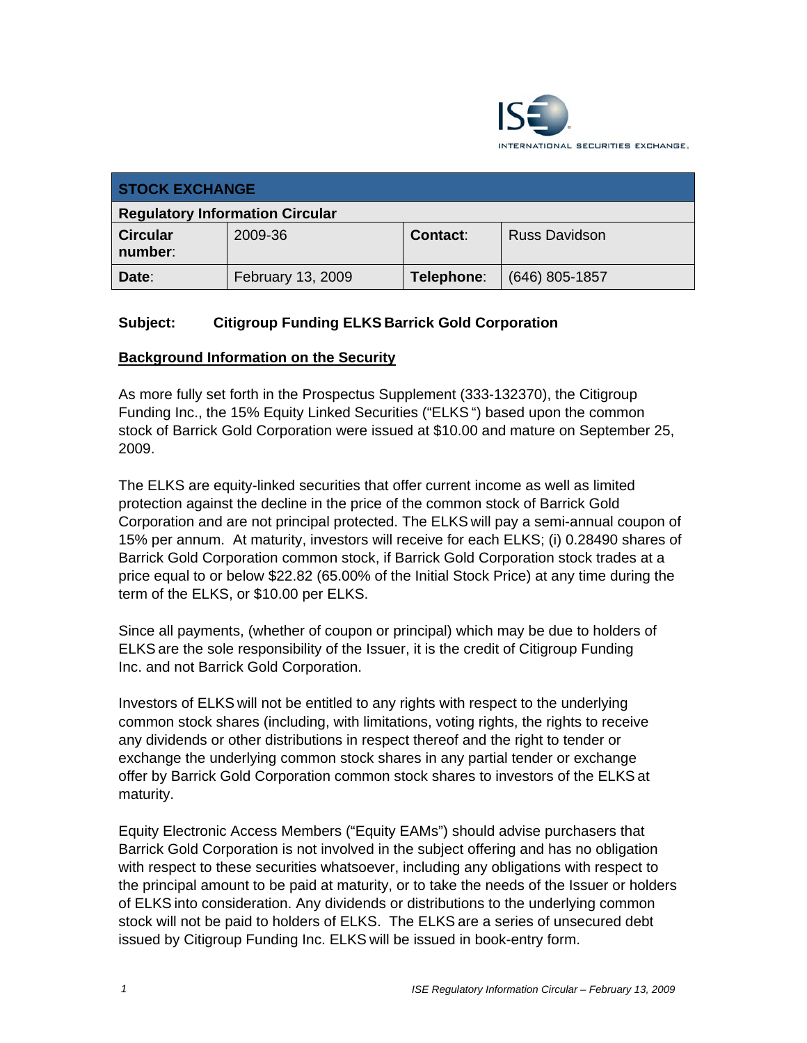| STOCK EXCHANGE | | | |
|---|---|---|---|
| **Regulatory Information Circular** | | | |
| **Circular number:** | 2009-36 | **Contact:** | Russ Davidson |
| **Date:** | February 13, 2009 | **Telephone:** | (646) 805-1857 |

**Subject: Citigroup Funding ELKS Barrick Gold Corporation**

**Background Information on the Security**

As more fully set forth in the Prospectus Supplement (333-132370), the Citigroup Funding Inc., the 15% Equity Linked Securities ("ELKS ") based upon the common stock of Barrick Gold Corporation were issued at $10.00 and mature on September 25, 2009.

The ELKS are equity-linked securities that offer current income as well as limited protection against the decline in the price of the common stock of Barrick Gold Corporation and are not principal protected. The ELKS will pay a semi-annual coupon of 15% per annum. At maturity, investors will receive for each ELKS; (i) 0.28490 shares of Barrick Gold Corporation common stock, if Barrick Gold Corporation stock trades at a price equal to or below $22.82 (65.00% of the Initial Stock Price) at any time during the term of the ELKS, or $10.00 per ELKS.

Since all payments, (whether of coupon or principal) which may be due to holders of ELKS are the sole responsibility of the Issuer, it is the credit of Citigroup Funding Inc. and not Barrick Gold Corporation.

Investors of ELKS will not be entitled to any rights with respect to the underlying common stock shares (including, with limitations, voting rights, the rights to receive any dividends or other distributions in respect thereof and the right to tender or exchange the underlying common stock shares in any partial tender or exchange offer by Barrick Gold Corporation common stock shares to investors of the ELKS at maturity.

Equity Electronic Access Members ("Equity EAMs") should advise purchasers that Barrick Gold Corporation is not involved in the subject offering and has no obligation with respect to these securities whatsoever, including any obligations with respect to the principal amount to be paid at maturity, or to take the needs of the Issuer or holders of ELKS into consideration. Any dividends or distributions to the underlying common stock will not be paid to holders of ELKS. The ELKS are a series of unsecured debt issued by Citigroup Funding Inc. ELKS will be issued in book-entry form.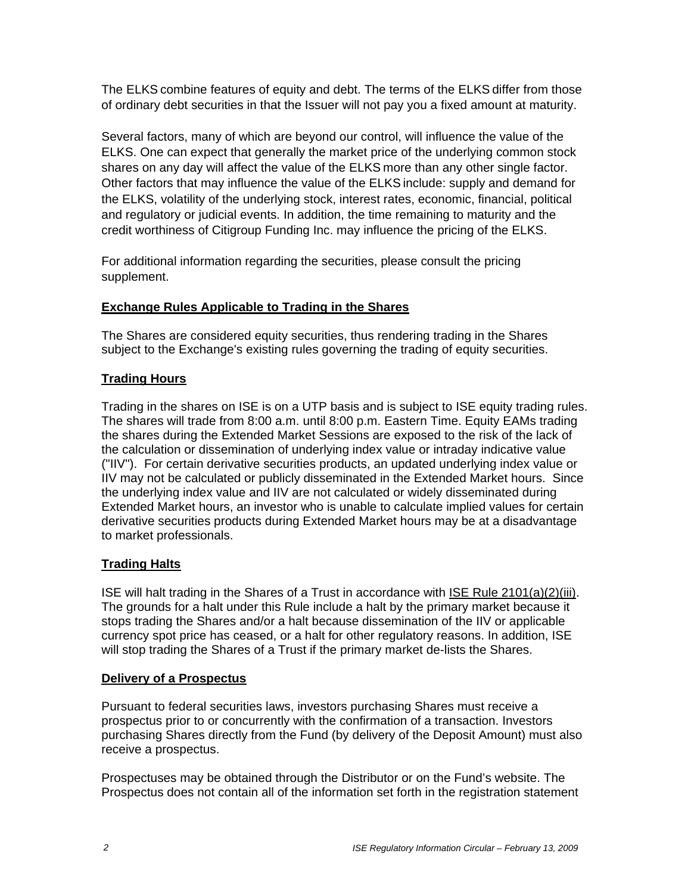The ELKS combine features of equity and debt. The terms of the ELKS differ from those of ordinary debt securities in that the Issuer will not pay you a fixed amount at maturity.

Several factors, many of which are beyond our control, will influence the value of the ELKS. One can expect that generally the market price of the underlying common stock shares on any day will affect the value of the ELKS more than any other single factor. Other factors that may influence the value of the ELKS include: supply and demand for the ELKS, volatility of the underlying stock, interest rates, economic, financial, political and regulatory or judicial events. In addition, the time remaining to maturity and the credit worthiness of Citigroup Funding Inc. may influence the pricing of the ELKS.

For additional information regarding the securities, please consult the pricing supplement.

## Exchange Rules Applicable to Trading in the Shares

The Shares are considered equity securities, thus rendering trading in the Shares subject to the Exchange's existing rules governing the trading of equity securities.

## Trading Hours

Trading in the shares on ISE is on a UTP basis and is subject to ISE equity trading rules. The shares will trade from 8:00 a.m. until 8:00 p.m. Eastern Time. Equity EAMs trading the shares during the Extended Market Sessions are exposed to the risk of the lack of the calculation or dissemination of underlying index value or intraday indicative value ("IIV"). For certain derivative securities products, an updated underlying index value or IIV may not be calculated or publicly disseminated in the Extended Market hours. Since the underlying index value and IIV are not calculated or widely disseminated during Extended Market hours, an investor who is unable to calculate implied values for certain derivative securities products during Extended Market hours may be at a disadvantage to market professionals.

## Trading Halts

ISE will halt trading in the Shares of a Trust in accordance with ISE Rule 2101(a)(2)(iii). The grounds for a halt under this Rule include a halt by the primary market because it stops trading the Shares and/or a halt because dissemination of the IIV or applicable currency spot price has ceased, or a halt for other regulatory reasons. In addition, ISE will stop trading the Shares of a Trust if the primary market de-lists the Shares.

## Delivery of a Prospectus

Pursuant to federal securities laws, investors purchasing Shares must receive a prospectus prior to or concurrently with the confirmation of a transaction. Investors purchasing Shares directly from the Fund (by delivery of the Deposit Amount) must also receive a prospectus.

Prospectuses may be obtained through the Distributor or on the Fund's website. The Prospectus does not contain all of the information set forth in the registration statement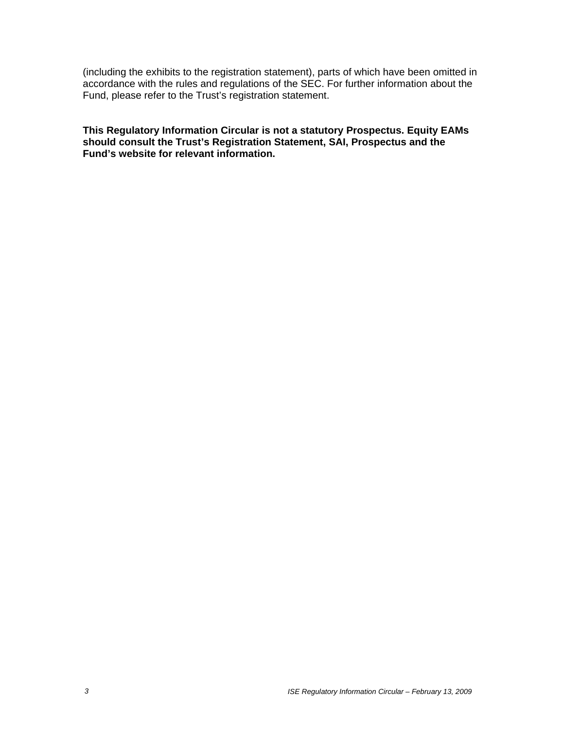(including the exhibits to the registration statement), parts of which have been omitted in accordance with the rules and regulations of the SEC. For further information about the Fund, please refer to the Trust's registration statement.

**This Regulatory Information Circular is not a statutory Prospectus. Equity EAMs should consult the Trust's Registration Statement, SAI, Prospectus and the Fund's website for relevant information.**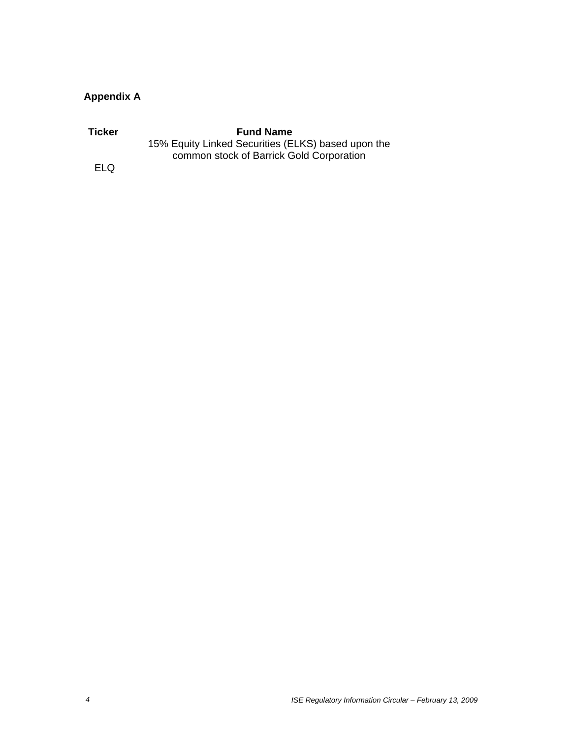## Appendix A

| Ticker | Fund Name |
|---|---|
| ELQ | 15% Equity Linked Securities (ELKS) based upon the common stock of Barrick Gold Corporation |